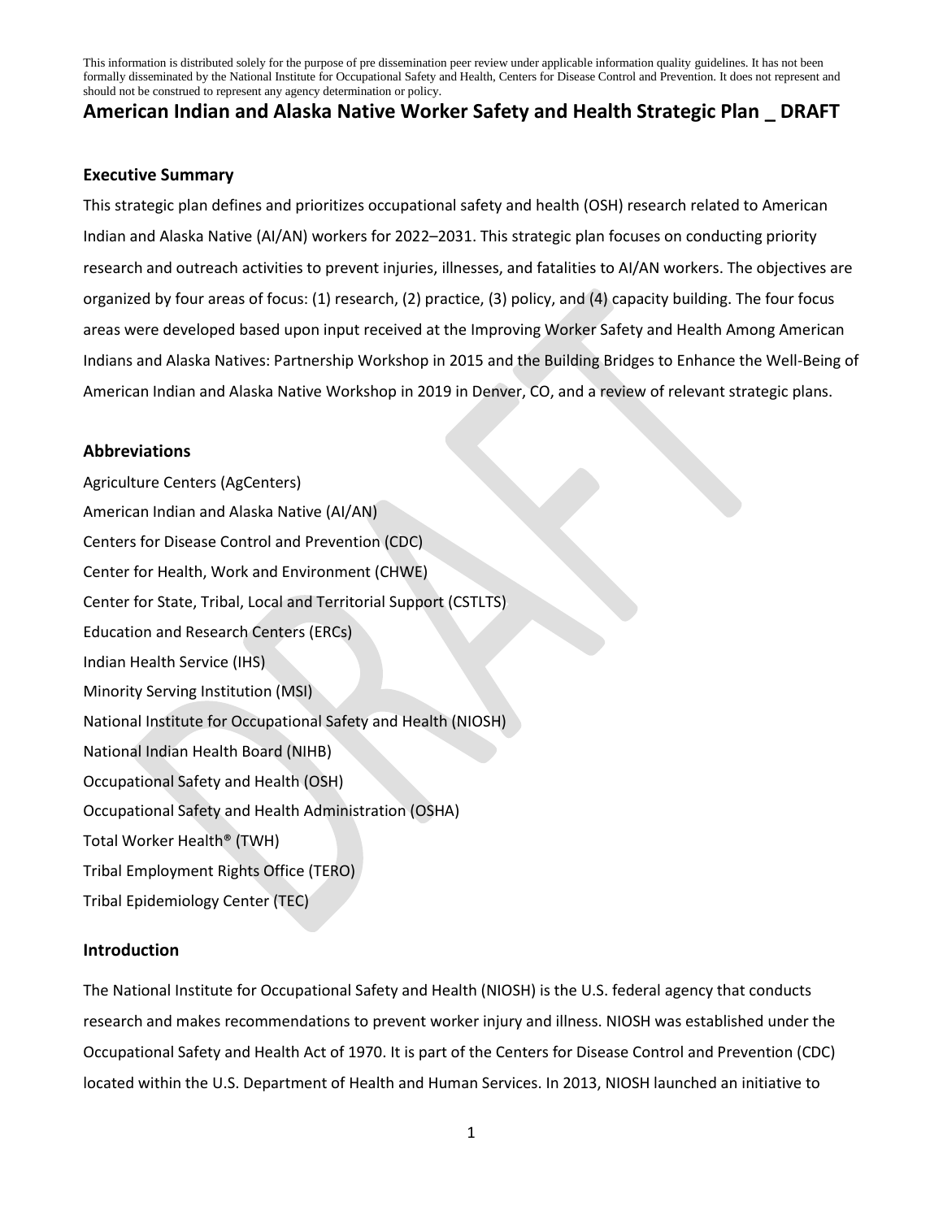This information is distributed solely for the purpose of pre dissemination peer review under applicable information quality guidelines. It has not been formally disseminated by the National Institute for Occupational Safety and Health, Centers for Disease Control and Prevention. It does not represent and should not be construed to represent any agency determination or policy.

# American Indian and Alaska Native Worker Safety and Health Strategic Plan _ DRAFT

## Executive Summary

This strategic plan defines and prioritizes occupational safety and health (OSH) research related to American Indian and Alaska Native (AI/AN) workers for 2022–2031. This strategic plan focuses on conducting priority research and outreach activities to prevent injuries, illnesses, and fatalities to AI/AN workers. The objectives are organized by four areas of focus: (1) research, (2) practice, (3) policy, and (4) capacity building. The four focus areas were developed based upon input received at the Improving Worker Safety and Health Among American Indians and Alaska Natives: Partnership Workshop in 2015 and the Building Bridges to Enhance the Well-Being of American Indian and Alaska Native Workshop in 2019 in Denver, CO, and a review of relevant strategic plans.

## Abbreviations

Agriculture Centers (AgCenters)
American Indian and Alaska Native (AI/AN)
Centers for Disease Control and Prevention (CDC)
Center for Health, Work and Environment (CHWE)
Center for State, Tribal, Local and Territorial Support (CSTLTS)
Education and Research Centers (ERCs)
Indian Health Service (IHS)
Minority Serving Institution (MSI)
National Institute for Occupational Safety and Health (NIOSH)
National Indian Health Board (NIHB)
Occupational Safety and Health (OSH)
Occupational Safety and Health Administration (OSHA)
Total Worker Health® (TWH)
Tribal Employment Rights Office (TERO)
Tribal Epidemiology Center (TEC)

## Introduction

The National Institute for Occupational Safety and Health (NIOSH) is the U.S. federal agency that conducts research and makes recommendations to prevent worker injury and illness. NIOSH was established under the Occupational Safety and Health Act of 1970. It is part of the Centers for Disease Control and Prevention (CDC) located within the U.S. Department of Health and Human Services. In 2013, NIOSH launched an initiative to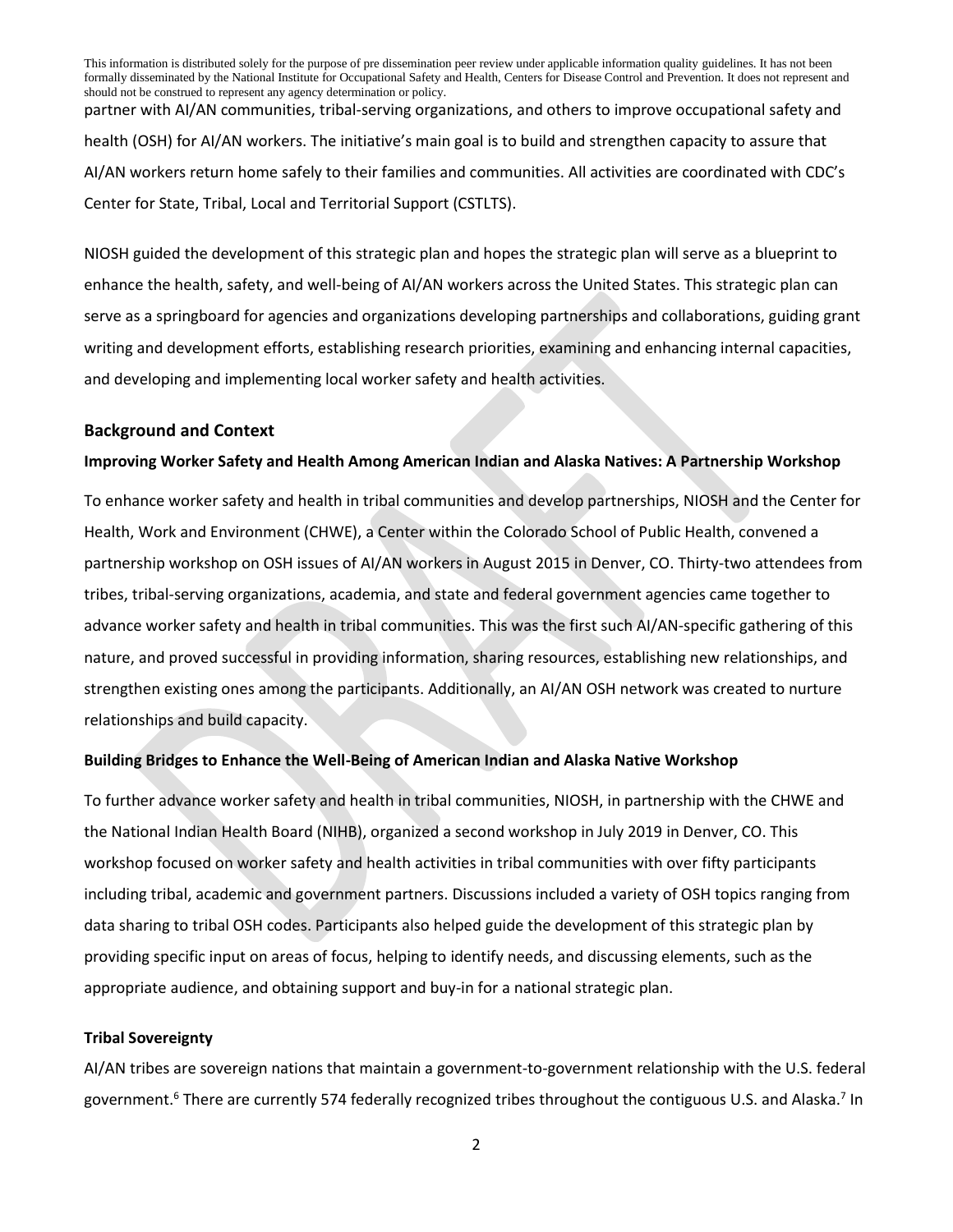partner with AI/AN communities, tribal-serving organizations, and others to improve occupational safety and health (OSH) for AI/AN workers. The initiative's main goal is to build and strengthen capacity to assure that AI/AN workers return home safely to their families and communities. All activities are coordinated with CDC's Center for State, Tribal, Local and Territorial Support (CSTLTS).

NIOSH guided the development of this strategic plan and hopes the strategic plan will serve as a blueprint to enhance the health, safety, and well-being of AI/AN workers across the United States. This strategic plan can serve as a springboard for agencies and organizations developing partnerships and collaborations, guiding grant writing and development efforts, establishing research priorities, examining and enhancing internal capacities, and developing and implementing local worker safety and health activities.

## Background and Context

### Improving Worker Safety and Health Among American Indian and Alaska Natives: A Partnership Workshop

To enhance worker safety and health in tribal communities and develop partnerships, NIOSH and the Center for Health, Work and Environment (CHWE), a Center within the Colorado School of Public Health, convened a partnership workshop on OSH issues of AI/AN workers in August 2015 in Denver, CO. Thirty-two attendees from tribes, tribal-serving organizations, academia, and state and federal government agencies came together to advance worker safety and health in tribal communities. This was the first such AI/AN-specific gathering of this nature, and proved successful in providing information, sharing resources, establishing new relationships, and strengthen existing ones among the participants. Additionally, an AI/AN OSH network was created to nurture relationships and build capacity.

### Building Bridges to Enhance the Well-Being of American Indian and Alaska Native Workshop

To further advance worker safety and health in tribal communities, NIOSH, in partnership with the CHWE and the National Indian Health Board (NIHB), organized a second workshop in July 2019 in Denver, CO. This workshop focused on worker safety and health activities in tribal communities with over fifty participants including tribal, academic and government partners. Discussions included a variety of OSH topics ranging from data sharing to tribal OSH codes. Participants also helped guide the development of this strategic plan by providing specific input on areas of focus, helping to identify needs, and discussing elements, such as the appropriate audience, and obtaining support and buy-in for a national strategic plan.

### Tribal Sovereignty

AI/AN tribes are sovereign nations that maintain a government-to-government relationship with the U.S. federal government.[6] There are currently 574 federally recognized tribes throughout the contiguous U.S. and Alaska.[7] In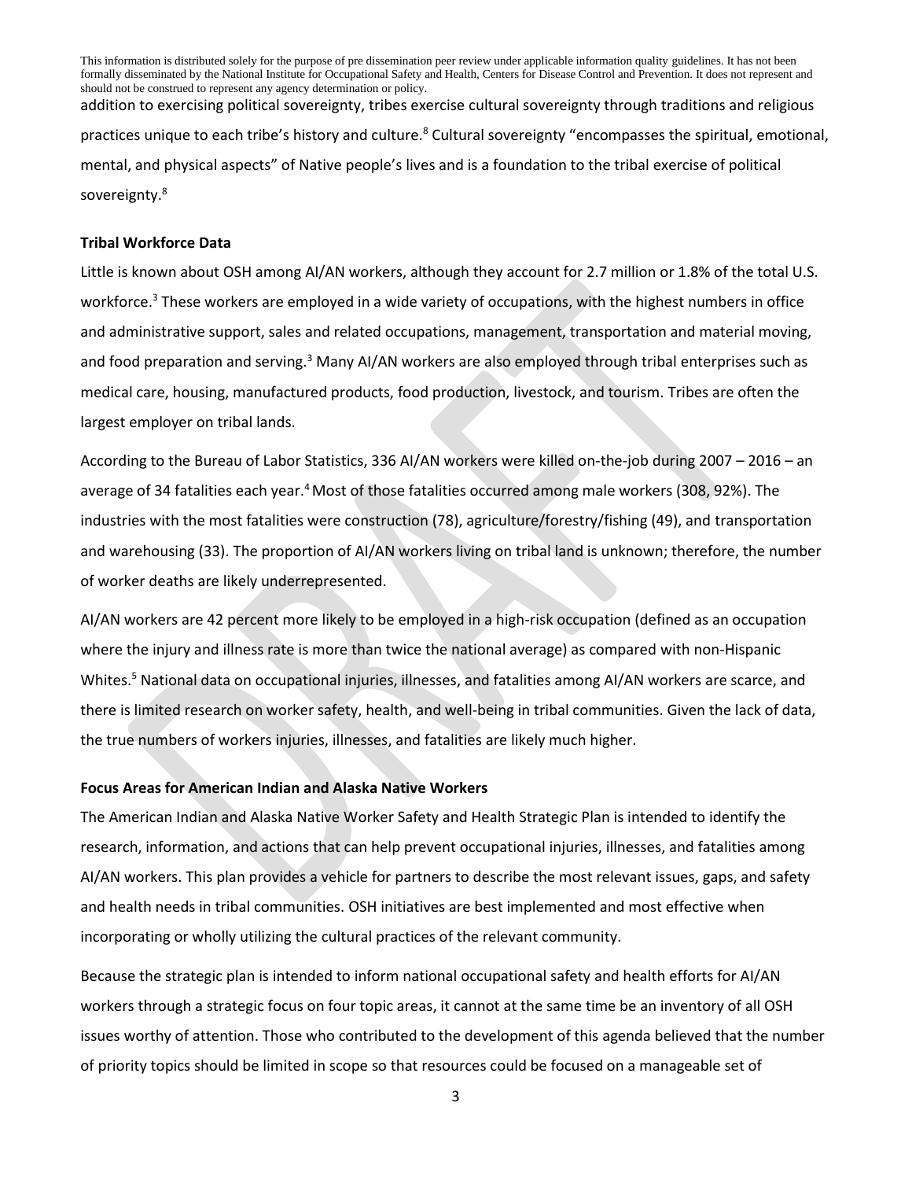addition to exercising political sovereignty, tribes exercise cultural sovereignty through traditions and religious practices unique to each tribe's history and culture.[8] Cultural sovereignty "encompasses the spiritual, emotional, mental, and physical aspects" of Native people's lives and is a foundation to the tribal exercise of political sovereignty.[8]

**Tribal Workforce Data**

Little is known about OSH among AI/AN workers, although they account for 2.7 million or 1.8% of the total U.S. workforce.[3] These workers are employed in a wide variety of occupations, with the highest numbers in office and administrative support, sales and related occupations, management, transportation and material moving, and food preparation and serving.[3] Many AI/AN workers are also employed through tribal enterprises such as medical care, housing, manufactured products, food production, livestock, and tourism. Tribes are often the largest employer on tribal lands.

According to the Bureau of Labor Statistics, 336 AI/AN workers were killed on-the-job during 2007 – 2016 – an average of 34 fatalities each year.[4] Most of those fatalities occurred among male workers (308, 92%). The industries with the most fatalities were construction (78), agriculture/forestry/fishing (49), and transportation and warehousing (33). The proportion of AI/AN workers living on tribal land is unknown; therefore, the number of worker deaths are likely underrepresented.

AI/AN workers are 42 percent more likely to be employed in a high-risk occupation (defined as an occupation where the injury and illness rate is more than twice the national average) as compared with non-Hispanic Whites.[5] National data on occupational injuries, illnesses, and fatalities among AI/AN workers are scarce, and there is limited research on worker safety, health, and well-being in tribal communities. Given the lack of data, the true numbers of workers injuries, illnesses, and fatalities are likely much higher.

**Focus Areas for American Indian and Alaska Native Workers**

The American Indian and Alaska Native Worker Safety and Health Strategic Plan is intended to identify the research, information, and actions that can help prevent occupational injuries, illnesses, and fatalities among AI/AN workers. This plan provides a vehicle for partners to describe the most relevant issues, gaps, and safety and health needs in tribal communities. OSH initiatives are best implemented and most effective when incorporating or wholly utilizing the cultural practices of the relevant community.

Because the strategic plan is intended to inform national occupational safety and health efforts for AI/AN workers through a strategic focus on four topic areas, it cannot at the same time be an inventory of all OSH issues worthy of attention. Those who contributed to the development of this agenda believed that the number of priority topics should be limited in scope so that resources could be focused on a manageable set of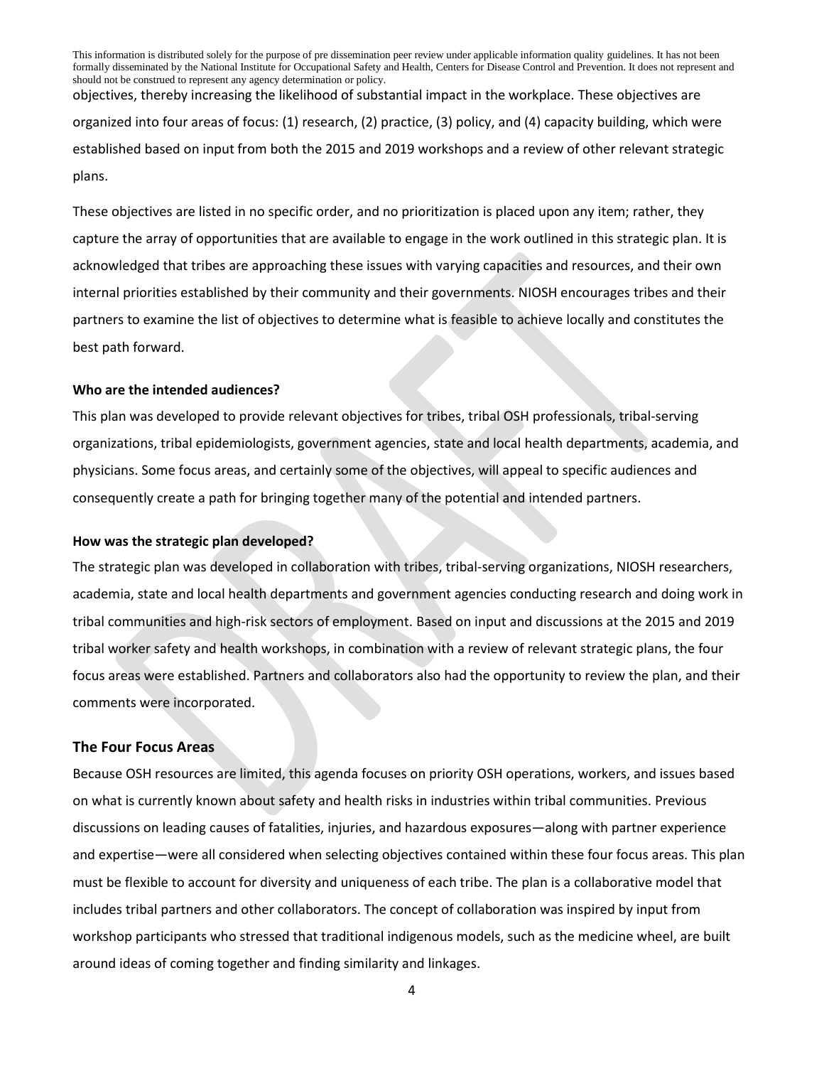objectives, thereby increasing the likelihood of substantial impact in the workplace. These objectives are organized into four areas of focus: (1) research, (2) practice, (3) policy, and (4) capacity building, which were established based on input from both the 2015 and 2019 workshops and a review of other relevant strategic plans.

These objectives are listed in no specific order, and no prioritization is placed upon any item; rather, they capture the array of opportunities that are available to engage in the work outlined in this strategic plan. It is acknowledged that tribes are approaching these issues with varying capacities and resources, and their own internal priorities established by their community and their governments. NIOSH encourages tribes and their partners to examine the list of objectives to determine what is feasible to achieve locally and constitutes the best path forward.

**Who are the intended audiences?**

This plan was developed to provide relevant objectives for tribes, tribal OSH professionals, tribal-serving organizations, tribal epidemiologists, government agencies, state and local health departments, academia, and physicians. Some focus areas, and certainly some of the objectives, will appeal to specific audiences and consequently create a path for bringing together many of the potential and intended partners.

**How was the strategic plan developed?**

The strategic plan was developed in collaboration with tribes, tribal-serving organizations, NIOSH researchers, academia, state and local health departments and government agencies conducting research and doing work in tribal communities and high-risk sectors of employment. Based on input and discussions at the 2015 and 2019 tribal worker safety and health workshops, in combination with a review of relevant strategic plans, the four focus areas were established. Partners and collaborators also had the opportunity to review the plan, and their comments were incorporated.

## The Four Focus Areas

Because OSH resources are limited, this agenda focuses on priority OSH operations, workers, and issues based on what is currently known about safety and health risks in industries within tribal communities. Previous discussions on leading causes of fatalities, injuries, and hazardous exposures—along with partner experience and expertise—were all considered when selecting objectives contained within these four focus areas. This plan must be flexible to account for diversity and uniqueness of each tribe. The plan is a collaborative model that includes tribal partners and other collaborators. The concept of collaboration was inspired by input from workshop participants who stressed that traditional indigenous models, such as the medicine wheel, are built around ideas of coming together and finding similarity and linkages.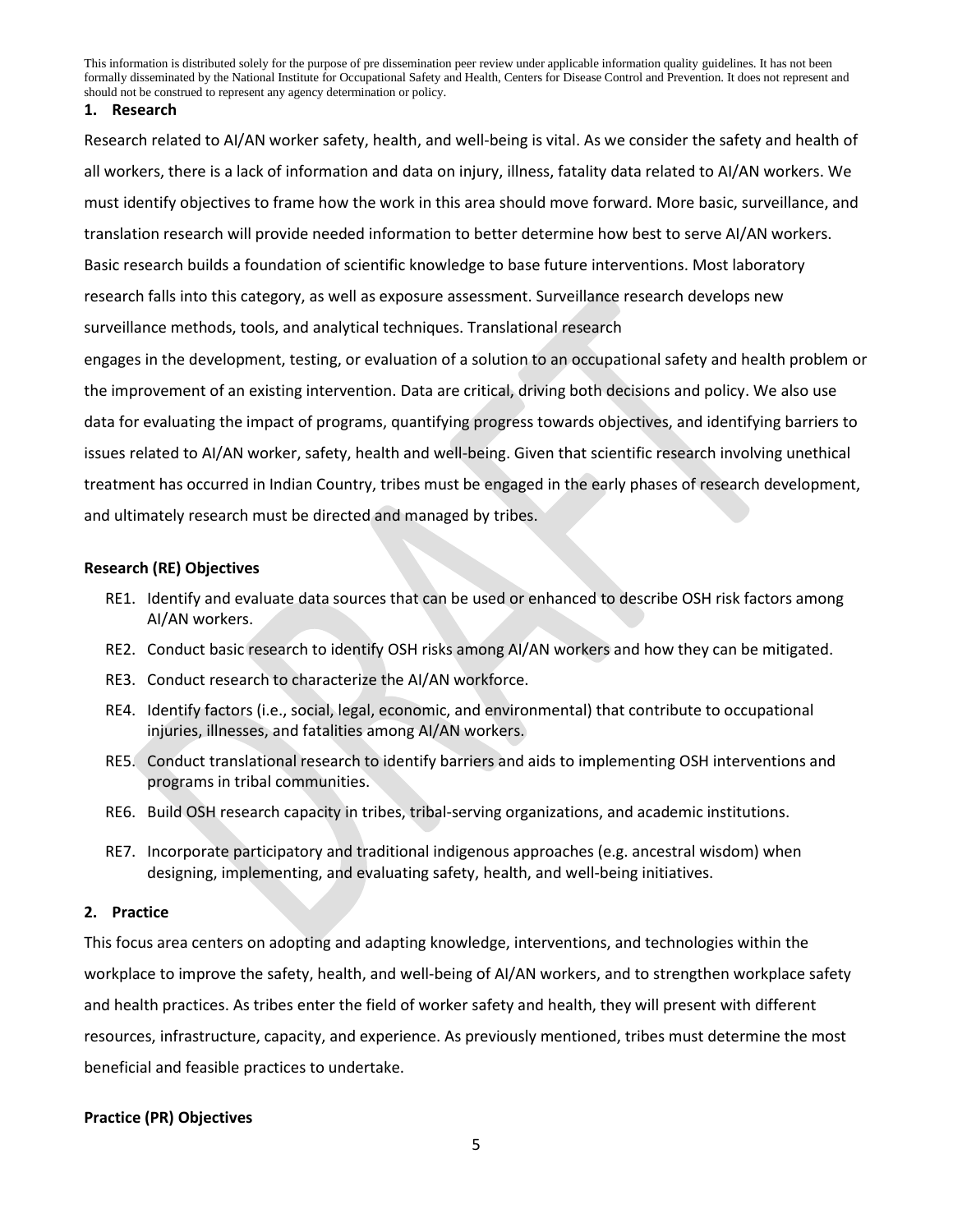## 1. Research

Research related to AI/AN worker safety, health, and well-being is vital. As we consider the safety and health of all workers, there is a lack of information and data on injury, illness, fatality data related to AI/AN workers. We must identify objectives to frame how the work in this area should move forward. More basic, surveillance, and translation research will provide needed information to better determine how best to serve AI/AN workers. Basic research builds a foundation of scientific knowledge to base future interventions. Most laboratory research falls into this category, as well as exposure assessment. Surveillance research develops new surveillance methods, tools, and analytical techniques. Translational research engages in the development, testing, or evaluation of a solution to an occupational safety and health problem or the improvement of an existing intervention. Data are critical, driving both decisions and policy. We also use data for evaluating the impact of programs, quantifying progress towards objectives, and identifying barriers to issues related to AI/AN worker, safety, health and well-being. Given that scientific research involving unethical treatment has occurred in Indian Country, tribes must be engaged in the early phases of research development, and ultimately research must be directed and managed by tribes.

### Research (RE) Objectives

- RE1. Identify and evaluate data sources that can be used or enhanced to describe OSH risk factors among AI/AN workers.
- RE2. Conduct basic research to identify OSH risks among AI/AN workers and how they can be mitigated.
- RE3. Conduct research to characterize the AI/AN workforce.
- RE4. Identify factors (i.e., social, legal, economic, and environmental) that contribute to occupational injuries, illnesses, and fatalities among AI/AN workers.
- RE5. Conduct translational research to identify barriers and aids to implementing OSH interventions and programs in tribal communities.
- RE6. Build OSH research capacity in tribes, tribal-serving organizations, and academic institutions.
- RE7. Incorporate participatory and traditional indigenous approaches (e.g. ancestral wisdom) when designing, implementing, and evaluating safety, health, and well-being initiatives.

## 2. Practice

This focus area centers on adopting and adapting knowledge, interventions, and technologies within the workplace to improve the safety, health, and well-being of AI/AN workers, and to strengthen workplace safety and health practices. As tribes enter the field of worker safety and health, they will present with different resources, infrastructure, capacity, and experience. As previously mentioned, tribes must determine the most beneficial and feasible practices to undertake.

### Practice (PR) Objectives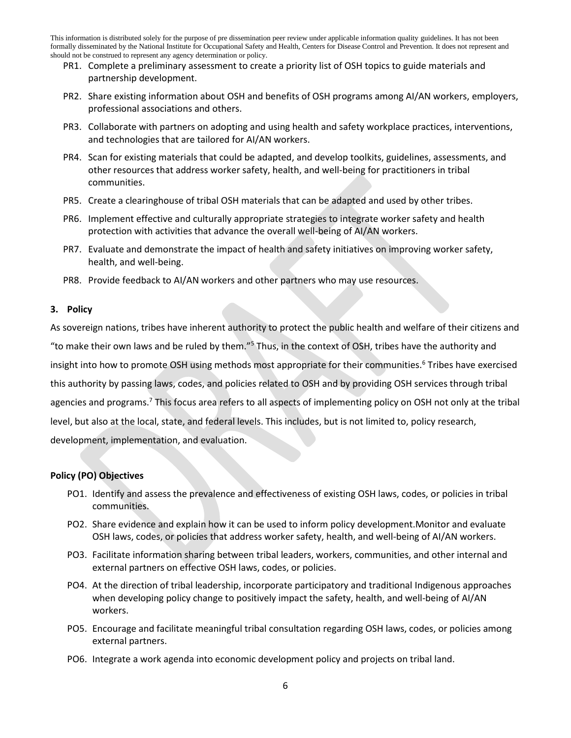PR1. Complete a preliminary assessment to create a priority list of OSH topics to guide materials and partnership development.

PR2. Share existing information about OSH and benefits of OSH programs among AI/AN workers, employers, professional associations and others.

PR3. Collaborate with partners on adopting and using health and safety workplace practices, interventions, and technologies that are tailored for AI/AN workers.

PR4. Scan for existing materials that could be adapted, and develop toolkits, guidelines, assessments, and other resources that address worker safety, health, and well-being for practitioners in tribal communities.

PR5. Create a clearinghouse of tribal OSH materials that can be adapted and used by other tribes.

PR6. Implement effective and culturally appropriate strategies to integrate worker safety and health protection with activities that advance the overall well-being of AI/AN workers.

PR7. Evaluate and demonstrate the impact of health and safety initiatives on improving worker safety, health, and well-being.

PR8. Provide feedback to AI/AN workers and other partners who may use resources.

### 3. Policy

As sovereign nations, tribes have inherent authority to protect the public health and welfare of their citizens and "to make their own laws and be ruled by them."[5] Thus, in the context of OSH, tribes have the authority and insight into how to promote OSH using methods most appropriate for their communities.[6] Tribes have exercised this authority by passing laws, codes, and policies related to OSH and by providing OSH services through tribal agencies and programs.[7] This focus area refers to all aspects of implementing policy on OSH not only at the tribal level, but also at the local, state, and federal levels. This includes, but is not limited to, policy research, development, implementation, and evaluation.

#### Policy (PO) Objectives

PO1. Identify and assess the prevalence and effectiveness of existing OSH laws, codes, or policies in tribal communities.

PO2. Share evidence and explain how it can be used to inform policy development.Monitor and evaluate OSH laws, codes, or policies that address worker safety, health, and well-being of AI/AN workers.

PO3. Facilitate information sharing between tribal leaders, workers, communities, and other internal and external partners on effective OSH laws, codes, or policies.

PO4. At the direction of tribal leadership, incorporate participatory and traditional Indigenous approaches when developing policy change to positively impact the safety, health, and well-being of AI/AN workers.

PO5. Encourage and facilitate meaningful tribal consultation regarding OSH laws, codes, or policies among external partners.

PO6. Integrate a work agenda into economic development policy and projects on tribal land.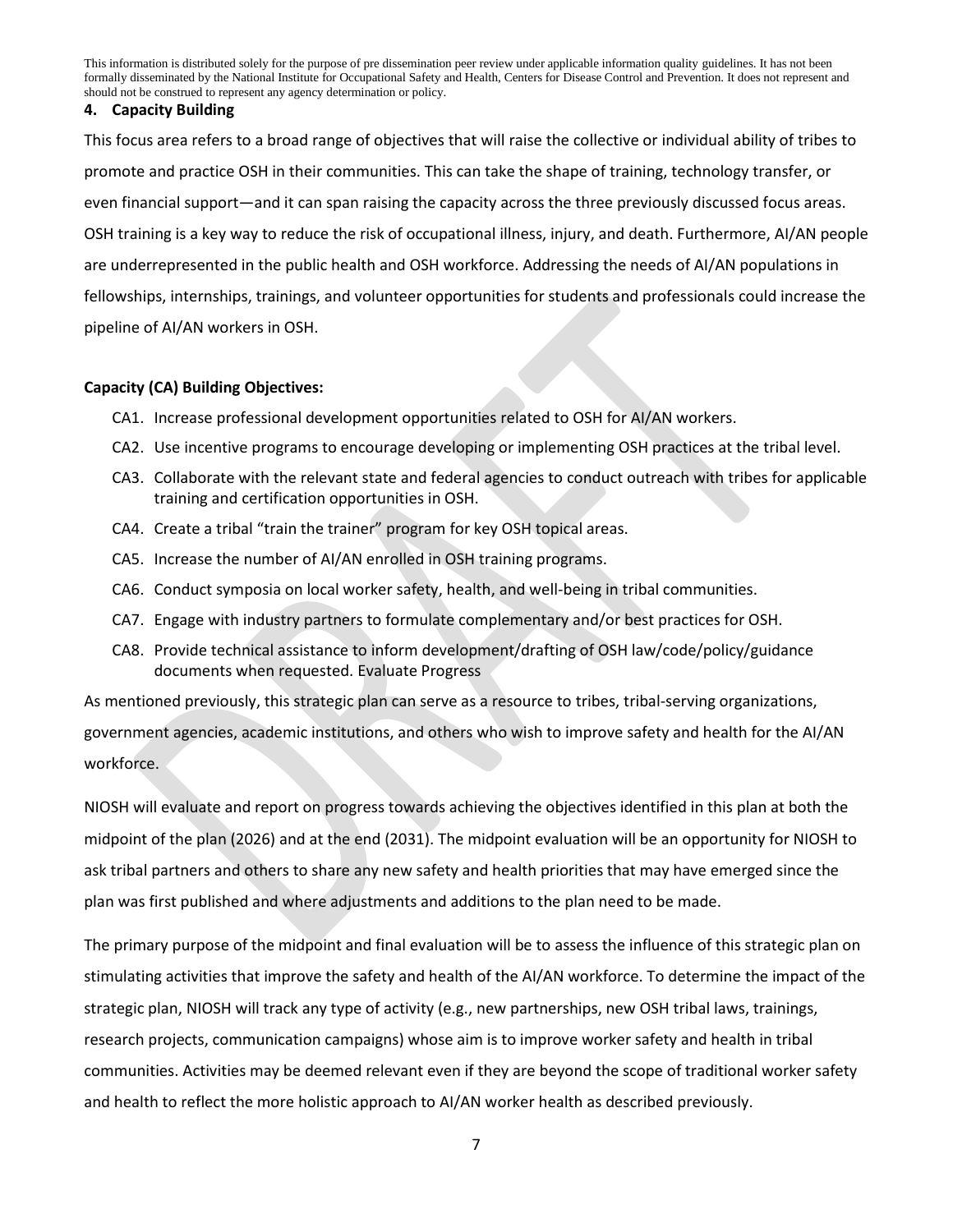### 4. Capacity Building

This focus area refers to a broad range of objectives that will raise the collective or individual ability of tribes to promote and practice OSH in their communities. This can take the shape of training, technology transfer, or even financial support—and it can span raising the capacity across the three previously discussed focus areas. OSH training is a key way to reduce the risk of occupational illness, injury, and death. Furthermore, AI/AN people are underrepresented in the public health and OSH workforce. Addressing the needs of AI/AN populations in fellowships, internships, trainings, and volunteer opportunities for students and professionals could increase the pipeline of AI/AN workers in OSH.

**Capacity (CA) Building Objectives:**

- CA1. Increase professional development opportunities related to OSH for AI/AN workers.
- CA2. Use incentive programs to encourage developing or implementing OSH practices at the tribal level.
- CA3. Collaborate with the relevant state and federal agencies to conduct outreach with tribes for applicable training and certification opportunities in OSH.
- CA4. Create a tribal "train the trainer" program for key OSH topical areas.
- CA5. Increase the number of AI/AN enrolled in OSH training programs.
- CA6. Conduct symposia on local worker safety, health, and well-being in tribal communities.
- CA7. Engage with industry partners to formulate complementary and/or best practices for OSH.
- CA8. Provide technical assistance to inform development/drafting of OSH law/code/policy/guidance documents when requested. Evaluate Progress

As mentioned previously, this strategic plan can serve as a resource to tribes, tribal-serving organizations, government agencies, academic institutions, and others who wish to improve safety and health for the AI/AN workforce.

NIOSH will evaluate and report on progress towards achieving the objectives identified in this plan at both the midpoint of the plan (2026) and at the end (2031). The midpoint evaluation will be an opportunity for NIOSH to ask tribal partners and others to share any new safety and health priorities that may have emerged since the plan was first published and where adjustments and additions to the plan need to be made.

The primary purpose of the midpoint and final evaluation will be to assess the influence of this strategic plan on stimulating activities that improve the safety and health of the AI/AN workforce. To determine the impact of the strategic plan, NIOSH will track any type of activity (e.g., new partnerships, new OSH tribal laws, trainings, research projects, communication campaigns) whose aim is to improve worker safety and health in tribal communities. Activities may be deemed relevant even if they are beyond the scope of traditional worker safety and health to reflect the more holistic approach to AI/AN worker health as described previously.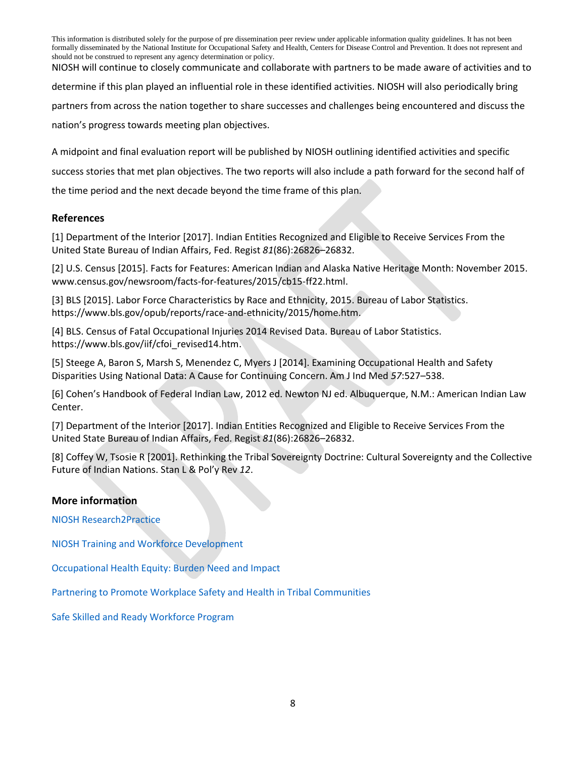This information is distributed solely for the purpose of pre dissemination peer review under applicable information quality guidelines. It has not been formally disseminated by the National Institute for Occupational Safety and Health, Centers for Disease Control and Prevention. It does not represent and should not be construed to represent any agency determination or policy.

NIOSH will continue to closely communicate and collaborate with partners to be made aware of activities and to determine if this plan played an influential role in these identified activities. NIOSH will also periodically bring partners from across the nation together to share successes and challenges being encountered and discuss the nation's progress towards meeting plan objectives.

A midpoint and final evaluation report will be published by NIOSH outlining identified activities and specific success stories that met plan objectives. The two reports will also include a path forward for the second half of the time period and the next decade beyond the time frame of this plan.

## References

[1] Department of the Interior [2017]. Indian Entities Recognized and Eligible to Receive Services From the United State Bureau of Indian Affairs, Fed. Regist *81*(86):26826–26832.

[2] U.S. Census [2015]. Facts for Features: American Indian and Alaska Native Heritage Month: November 2015. www.census.gov/newsroom/facts-for-features/2015/cb15-ff22.html.

[3] BLS [2015]. Labor Force Characteristics by Race and Ethnicity, 2015. Bureau of Labor Statistics. https://www.bls.gov/opub/reports/race-and-ethnicity/2015/home.htm.

[4] BLS. Census of Fatal Occupational Injuries 2014 Revised Data. Bureau of Labor Statistics. https://www.bls.gov/iif/cfoi_revised14.htm.

[5] Steege A, Baron S, Marsh S, Menendez C, Myers J [2014]. Examining Occupational Health and Safety Disparities Using National Data: A Cause for Continuing Concern. Am J Ind Med *57*:527–538.

[6] Cohen's Handbook of Federal Indian Law, 2012 ed. Newton NJ ed. Albuquerque, N.M.: American Indian Law Center.

[7] Department of the Interior [2017]. Indian Entities Recognized and Eligible to Receive Services From the United State Bureau of Indian Affairs, Fed. Regist *81*(86):26826–26832.

[8] Coffey W, Tsosie R [2001]. Rethinking the Tribal Sovereignty Doctrine: Cultural Sovereignty and the Collective Future of Indian Nations. Stan L & Pol'y Rev *12*.

## More information

NIOSH Research2Practice

NIOSH Training and Workforce Development

Occupational Health Equity: Burden Need and Impact

Partnering to Promote Workplace Safety and Health in Tribal Communities

Safe Skilled and Ready Workforce Program